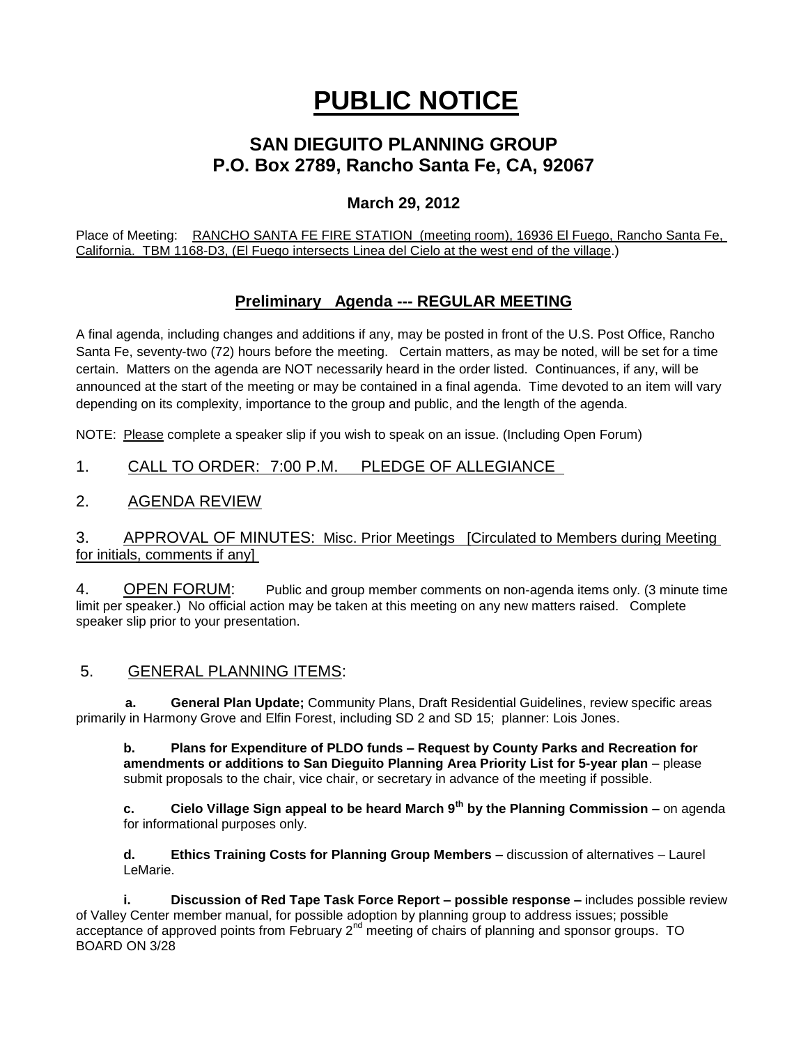# PUBLIC NOTICE

## SAN DIEGUITO PLANNING GROUP
## P.O. Box 2789, Rancho Santa Fe, CA, 92067

### March 29, 2012

Place of Meeting: RANCHO SANTA FE FIRE STATION (meeting room), 16936 El Fuego, Rancho Santa Fe, California. TBM 1168-D3, (El Fuego intersects Linea del Cielo at the west end of the village.)

### Preliminary Agenda --- REGULAR MEETING

A final agenda, including changes and additions if any, may be posted in front of the U.S. Post Office, Rancho Santa Fe, seventy-two (72) hours before the meeting. Certain matters, as may be noted, will be set for a time certain. Matters on the agenda are NOT necessarily heard in the order listed. Continuances, if any, will be announced at the start of the meeting or may be contained in a final agenda. Time devoted to an item will vary depending on its complexity, importance to the group and public, and the length of the agenda.

NOTE: Please complete a speaker slip if you wish to speak on an issue. (Including Open Forum)

1. CALL TO ORDER: 7:00 P.M. PLEDGE OF ALLEGIANCE

2. AGENDA REVIEW

3. APPROVAL OF MINUTES: Misc. Prior Meetings [Circulated to Members during Meeting for initials, comments if any]

4. OPEN FORUM: Public and group member comments on non-agenda items only. (3 minute time limit per speaker.) No official action may be taken at this meeting on any new matters raised. Complete speaker slip prior to your presentation.

5. GENERAL PLANNING ITEMS:

**a. General Plan Update;** Community Plans, Draft Residential Guidelines, review specific areas primarily in Harmony Grove and Elfin Forest, including SD 2 and SD 15; planner: Lois Jones.

**b. Plans for Expenditure of PLDO funds – Request by County Parks and Recreation for amendments or additions to San Dieguito Planning Area Priority List for 5-year plan** – please submit proposals to the chair, vice chair, or secretary in advance of the meeting if possible.

**c. Cielo Village Sign appeal to be heard March 9th by the Planning Commission –** on agenda for informational purposes only.

**d. Ethics Training Costs for Planning Group Members –** discussion of alternatives – Laurel LeMarie.

**i. Discussion of Red Tape Task Force Report – possible response –** includes possible review of Valley Center member manual, for possible adoption by planning group to address issues; possible acceptance of approved points from February 2nd meeting of chairs of planning and sponsor groups. TO BOARD ON 3/28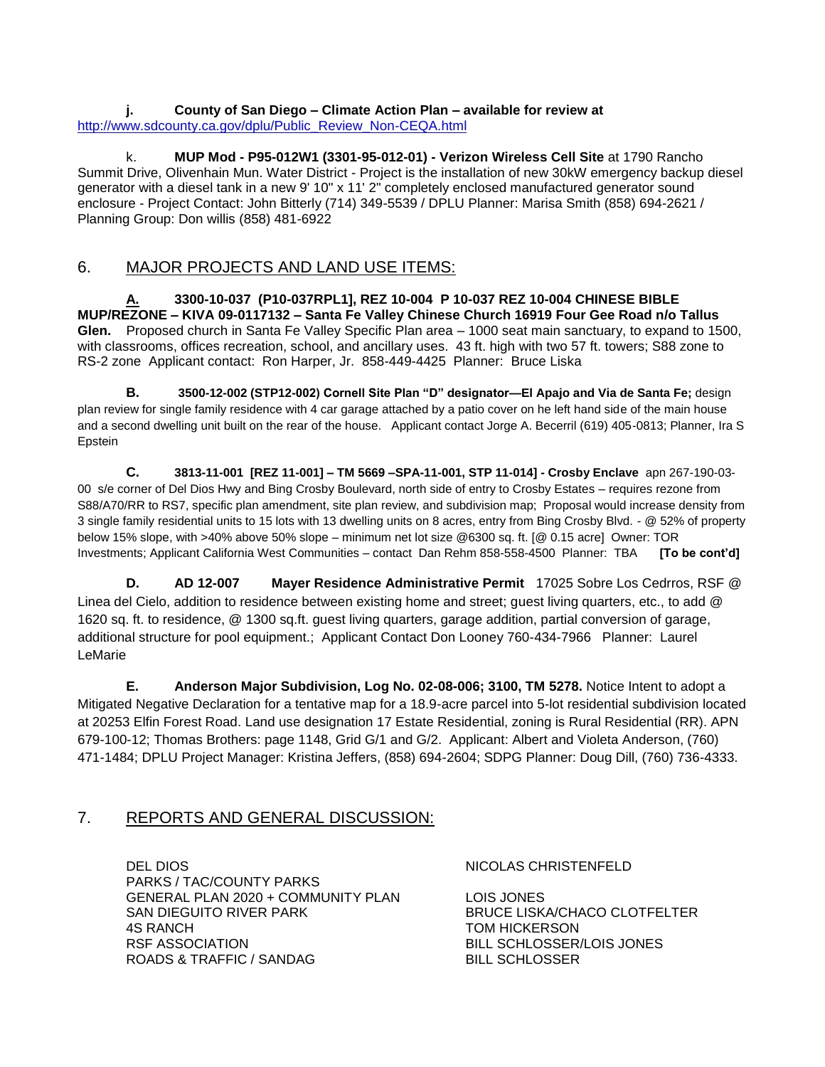**j. County of San Diego – Climate Action Plan – available for review at** http://www.sdcounty.ca.gov/dplu/Public_Review_Non-CEQA.html

k. **MUP Mod - P95-012W1 (3301-95-012-01) - Verizon Wireless Cell Site** at 1790 Rancho Summit Drive, Olivenhain Mun. Water District - Project is the installation of new 30kW emergency backup diesel generator with a diesel tank in a new 9' 10" x 11' 2" completely enclosed manufactured generator sound enclosure - Project Contact: John Bitterly (714) 349-5539 / DPLU Planner: Marisa Smith (858) 694-2621 / Planning Group: Don willis (858) 481-6922

## 6. MAJOR PROJECTS AND LAND USE ITEMS:

**A. 3300-10-037 (P10-037RPL1], REZ 10-004 P 10-037 REZ 10-004 CHINESE BIBLE MUP/REZONE – KIVA 09-0117132 – Santa Fe Valley Chinese Church 16919 Four Gee Road n/o Tallus Glen.** Proposed church in Santa Fe Valley Specific Plan area – 1000 seat main sanctuary, to expand to 1500, with classrooms, offices recreation, school, and ancillary uses. 43 ft. high with two 57 ft. towers; S88 zone to RS-2 zone Applicant contact: Ron Harper, Jr. 858-449-4425 Planner: Bruce Liska

**B. 3500-12-002 (STP12-002) Cornell Site Plan "D" designator—El Apajo and Via de Santa Fe;** design plan review for single family residence with 4 car garage attached by a patio cover on he left hand side of the main house and a second dwelling unit built on the rear of the house. Applicant contact Jorge A. Becerril (619) 405-0813; Planner, Ira S Epstein

**C. 3813-11-001 [REZ 11-001] – TM 5669 –SPA-11-001, STP 11-014] - Crosby Enclave** apn 267-190-03-00 s/e corner of Del Dios Hwy and Bing Crosby Boulevard, north side of entry to Crosby Estates – requires rezone from S88/A70/RR to RS7, specific plan amendment, site plan review, and subdivision map; Proposal would increase density from 3 single family residential units to 15 lots with 13 dwelling units on 8 acres, entry from Bing Crosby Blvd. - @ 52% of property below 15% slope, with >40% above 50% slope – minimum net lot size @6300 sq. ft. [@ 0.15 acre] Owner: TOR Investments; Applicant California West Communities – contact Dan Rehm 858-558-4500 Planner: TBA **[To be cont'd]**

**D. AD 12-007 Mayer Residence Administrative Permit** 17025 Sobre Los Cedrros, RSF @ Linea del Cielo, addition to residence between existing home and street; guest living quarters, etc., to add @ 1620 sq. ft. to residence, @ 1300 sq.ft. guest living quarters, garage addition, partial conversion of garage, additional structure for pool equipment.; Applicant Contact Don Looney 760-434-7966 Planner: Laurel LeMarie

**E. Anderson Major Subdivision, Log No. 02-08-006; 3100, TM 5278.** Notice Intent to adopt a Mitigated Negative Declaration for a tentative map for a 18.9-acre parcel into 5-lot residential subdivision located at 20253 Elfin Forest Road. Land use designation 17 Estate Residential, zoning is Rural Residential (RR). APN 679-100-12; Thomas Brothers: page 1148, Grid G/1 and G/2. Applicant: Albert and Violeta Anderson, (760) 471-1484; DPLU Project Manager: Kristina Jeffers, (858) 694-2604; SDPG Planner: Doug Dill, (760) 736-4333.

## 7. REPORTS AND GENERAL DISCUSSION:

| | |
|---|---|
| DEL DIOS | NICOLAS CHRISTENFELD |
| PARKS / TAC/COUNTY PARKS | |
| GENERAL PLAN 2020 + COMMUNITY PLAN | LOIS JONES |
| SAN DIEGUITO RIVER PARK | BRUCE LISKA/CHACO CLOTFELTER |
| 4S RANCH | TOM HICKERSON |
| RSF ASSOCIATION | BILL SCHLOSSER/LOIS JONES |
| ROADS & TRAFFIC / SANDAG | BILL SCHLOSSER |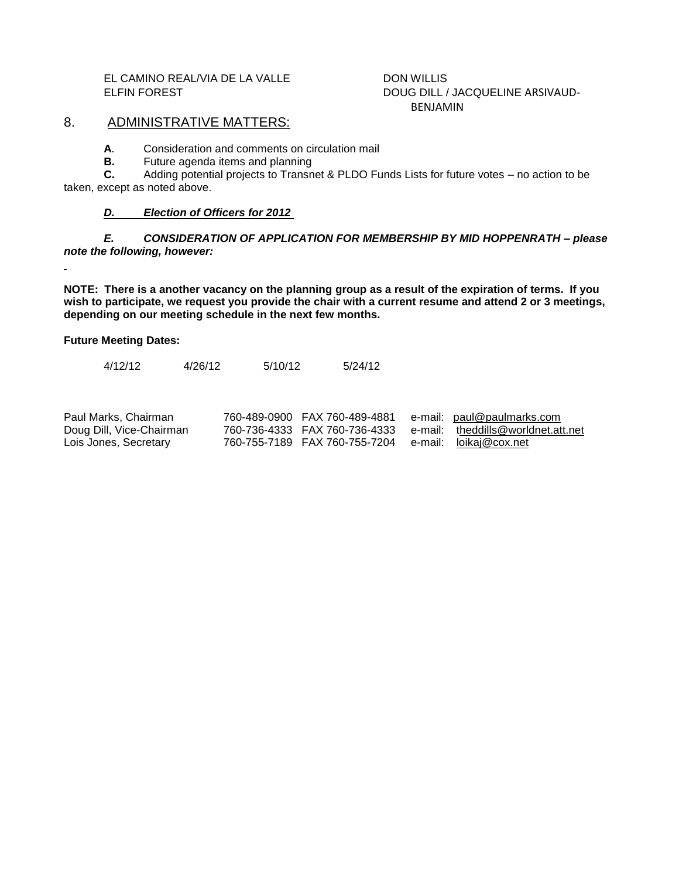| | |
|---|---|
| EL CAMINO REAL/VIA DE LA VALLE | DON WILLIS |
| ELFIN FOREST | DOUG DILL / JACQUELINE ARSIVAUD-BENJAMIN |

## 8. ADMINISTRATIVE MATTERS:

**A**. Consideration and comments on circulation mail

**B.** Future agenda items and planning

**C.** Adding potential projects to Transnet & PLDO Funds Lists for future votes – no action to be taken, except as noted above.

***D. Election of Officers for 2012***

***E. CONSIDERATION OF APPLICATION FOR MEMBERSHIP BY MID HOPPENRATH – please note the following, however:***

**NOTE: There is a another vacancy on the planning group as a result of the expiration of terms. If you wish to participate, we request you provide the chair with a current resume and attend 2 or 3 meetings, depending on our meeting schedule in the next few months.**

**Future Meeting Dates:**

4/12/12 4/26/12 5/10/12 5/24/12

| | | | |
|---|---|---|---|
| Paul Marks, Chairman | 760-489-0900 | FAX 760-489-4881 | e-mail: paul@paulmarks.com |
| Doug Dill, Vice-Chairman | 760-736-4333 | FAX 760-736-4333 | e-mail: theddills@worldnet.att.net |
| Lois Jones, Secretary | 760-755-7189 | FAX 760-755-7204 | e-mail: loikaj@cox.net |